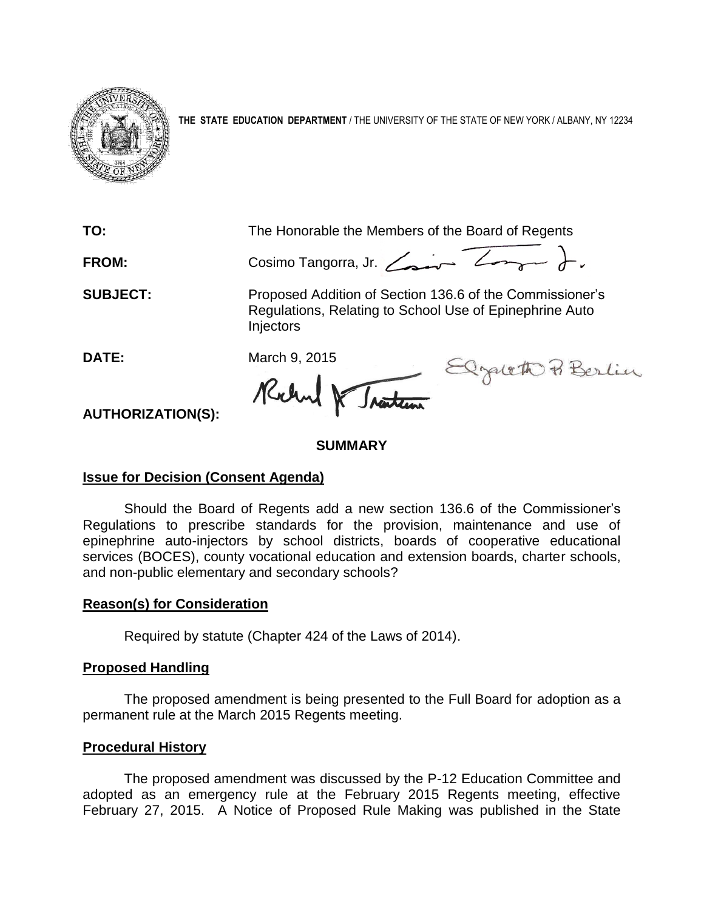**THE STATE EDUCATION DEPARTMENT** / THE UNIVERSITY OF THE STATE OF NEW YORK / ALBANY, NY 12234

**TO:** The Honorable the Members of the Board of Regents

**FROM:** Cosimo Tangorra, Jr.

**SUBJECT:** Proposed Addition of Section 136.6 of the Commissioner's Regulations, Relating to School Use of Epinephrine Auto Injectors

**DATE:** March 9, 2015

**AUTHORIZATION(S):**

## SUMMARY

### Issue for Decision (Consent Agenda)

Should the Board of Regents add a new section 136.6 of the Commissioner's Regulations to prescribe standards for the provision, maintenance and use of epinephrine auto-injectors by school districts, boards of cooperative educational services (BOCES), county vocational education and extension boards, charter schools, and non-public elementary and secondary schools?

### Reason(s) for Consideration

Required by statute (Chapter 424 of the Laws of 2014).

### Proposed Handling

The proposed amendment is being presented to the Full Board for adoption as a permanent rule at the March 2015 Regents meeting.

### Procedural History

The proposed amendment was discussed by the P-12 Education Committee and adopted as an emergency rule at the February 2015 Regents meeting, effective February 27, 2015. A Notice of Proposed Rule Making was published in the State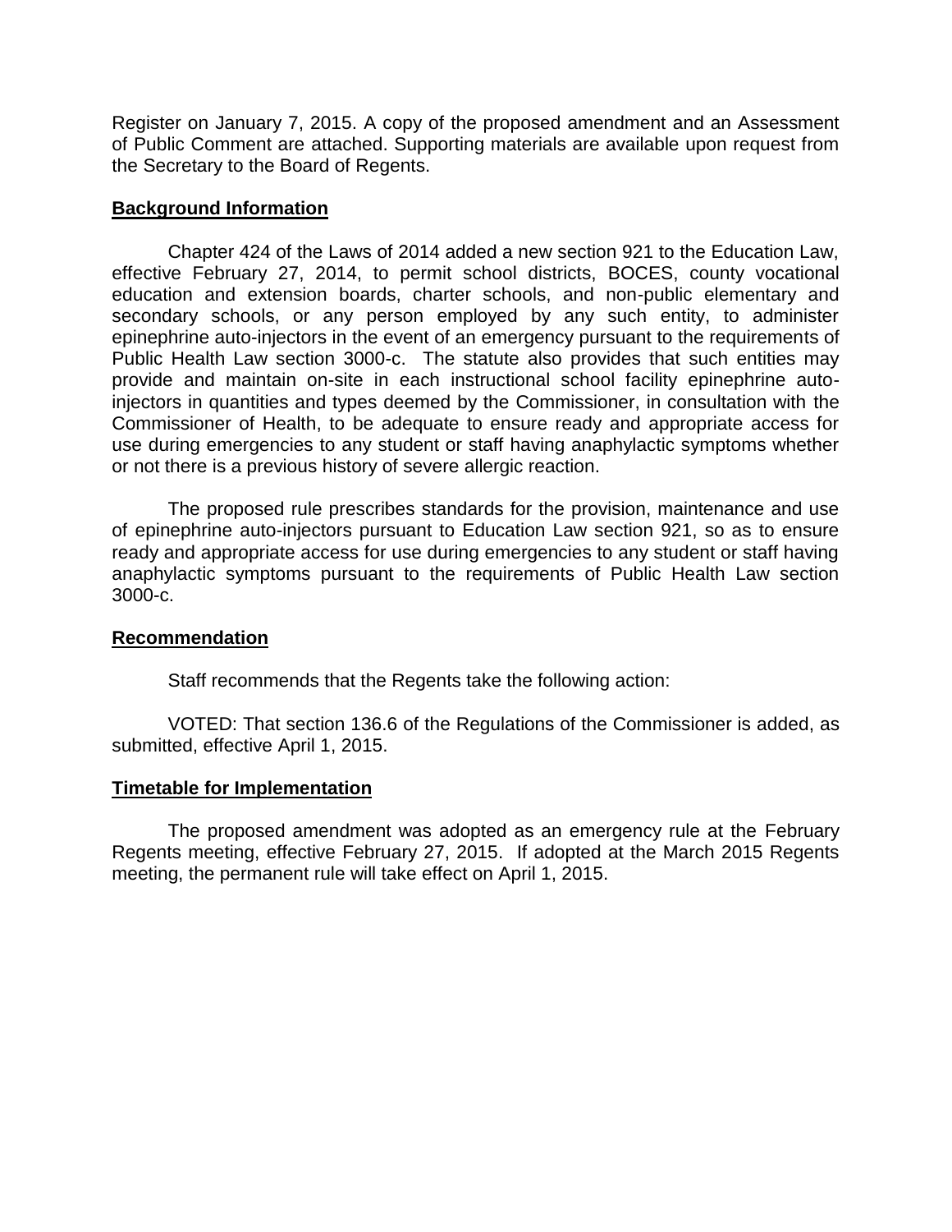Register on January 7, 2015. A copy of the proposed amendment and an Assessment of Public Comment are attached. Supporting materials are available upon request from the Secretary to the Board of Regents.

## Background Information

Chapter 424 of the Laws of 2014 added a new section 921 to the Education Law, effective February 27, 2014, to permit school districts, BOCES, county vocational education and extension boards, charter schools, and non-public elementary and secondary schools, or any person employed by any such entity, to administer epinephrine auto-injectors in the event of an emergency pursuant to the requirements of Public Health Law section 3000-c. The statute also provides that such entities may provide and maintain on-site in each instructional school facility epinephrine auto-injectors in quantities and types deemed by the Commissioner, in consultation with the Commissioner of Health, to be adequate to ensure ready and appropriate access for use during emergencies to any student or staff having anaphylactic symptoms whether or not there is a previous history of severe allergic reaction.

The proposed rule prescribes standards for the provision, maintenance and use of epinephrine auto-injectors pursuant to Education Law section 921, so as to ensure ready and appropriate access for use during emergencies to any student or staff having anaphylactic symptoms pursuant to the requirements of Public Health Law section 3000-c.

## Recommendation

Staff recommends that the Regents take the following action:

VOTED: That section 136.6 of the Regulations of the Commissioner is added, as submitted, effective April 1, 2015.

## Timetable for Implementation

The proposed amendment was adopted as an emergency rule at the February Regents meeting, effective February 27, 2015. If adopted at the March 2015 Regents meeting, the permanent rule will take effect on April 1, 2015.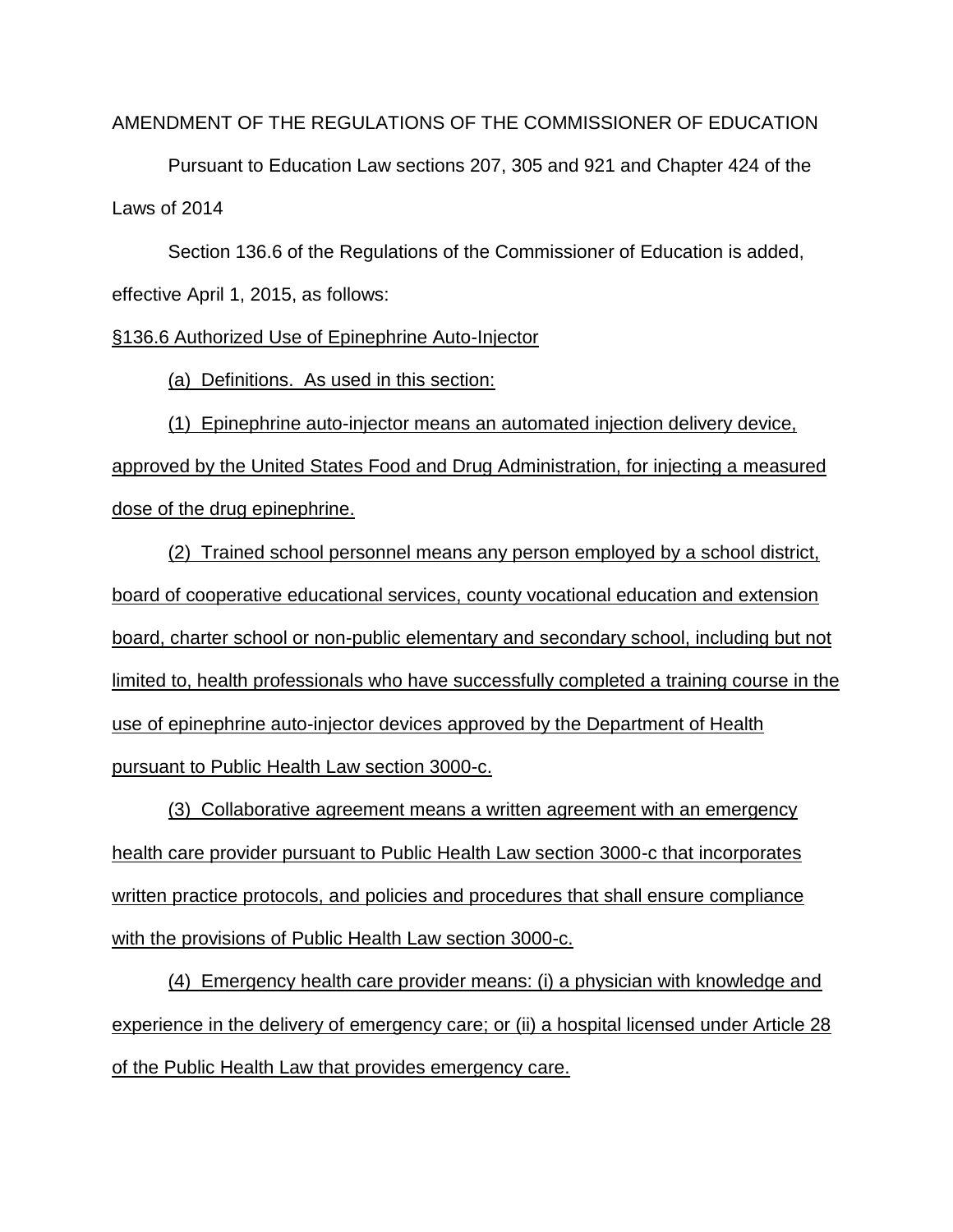AMENDMENT OF THE REGULATIONS OF THE COMMISSIONER OF EDUCATION

Pursuant to Education Law sections 207, 305 and 921 and Chapter 424 of the Laws of 2014

Section 136.6 of the Regulations of the Commissioner of Education is added, effective April 1, 2015, as follows:

§136.6 Authorized Use of Epinephrine Auto-Injector

(a) Definitions. As used in this section:

(1) Epinephrine auto-injector means an automated injection delivery device, approved by the United States Food and Drug Administration, for injecting a measured dose of the drug epinephrine.

(2) Trained school personnel means any person employed by a school district, board of cooperative educational services, county vocational education and extension board, charter school or non-public elementary and secondary school, including but not limited to, health professionals who have successfully completed a training course in the use of epinephrine auto-injector devices approved by the Department of Health pursuant to Public Health Law section 3000-c.

(3) Collaborative agreement means a written agreement with an emergency health care provider pursuant to Public Health Law section 3000-c that incorporates written practice protocols, and policies and procedures that shall ensure compliance with the provisions of Public Health Law section 3000-c.

(4) Emergency health care provider means: (i) a physician with knowledge and experience in the delivery of emergency care; or (ii) a hospital licensed under Article 28 of the Public Health Law that provides emergency care.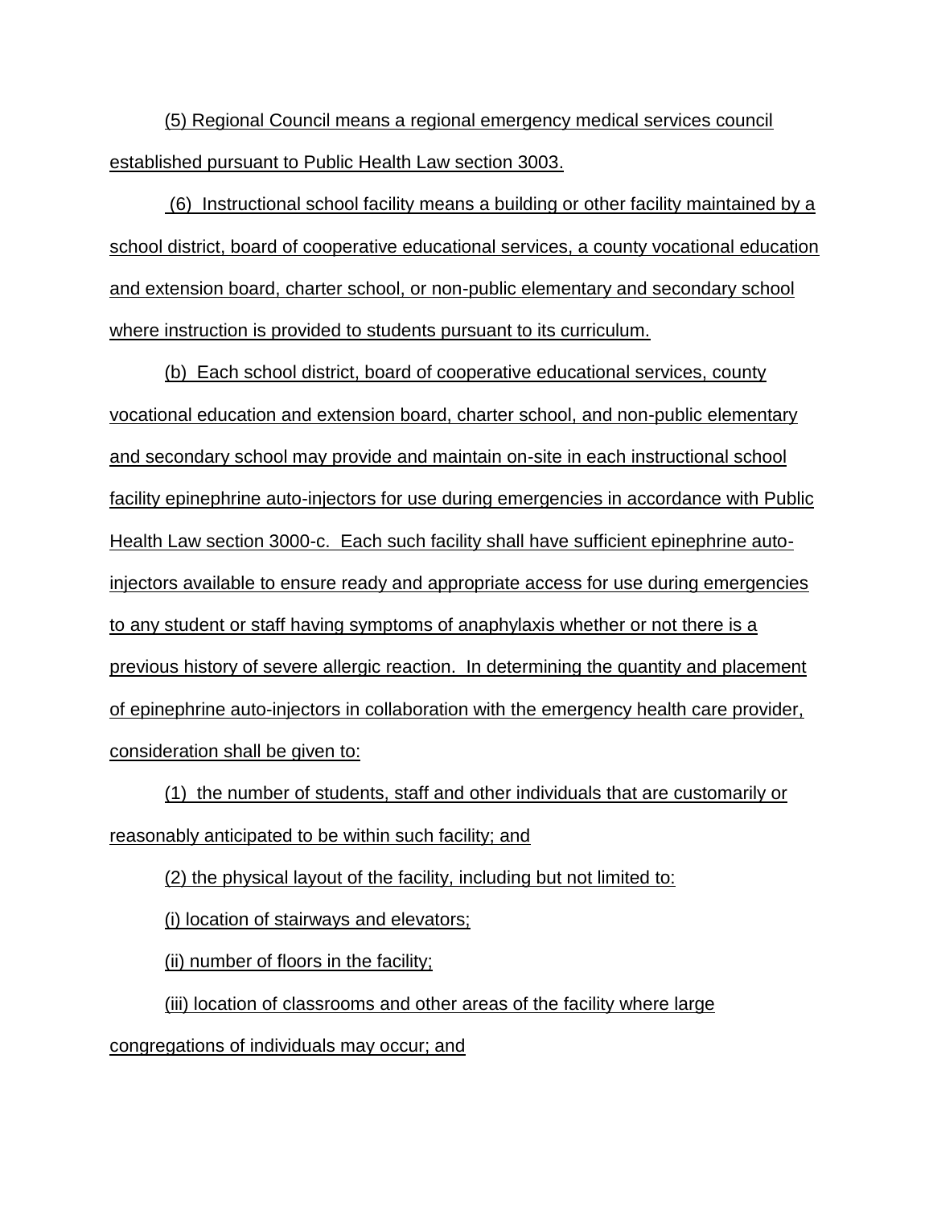(5) Regional Council means a regional emergency medical services council established pursuant to Public Health Law section 3003.

(6) Instructional school facility means a building or other facility maintained by a school district, board of cooperative educational services, a county vocational education and extension board, charter school, or non-public elementary and secondary school where instruction is provided to students pursuant to its curriculum.

(b) Each school district, board of cooperative educational services, county vocational education and extension board, charter school, and non-public elementary and secondary school may provide and maintain on-site in each instructional school facility epinephrine auto-injectors for use during emergencies in accordance with Public Health Law section 3000-c. Each such facility shall have sufficient epinephrine auto-injectors available to ensure ready and appropriate access for use during emergencies to any student or staff having symptoms of anaphylaxis whether or not there is a previous history of severe allergic reaction. In determining the quantity and placement of epinephrine auto-injectors in collaboration with the emergency health care provider, consideration shall be given to:

(1) the number of students, staff and other individuals that are customarily or reasonably anticipated to be within such facility; and

(2) the physical layout of the facility, including but not limited to:

(i) location of stairways and elevators;

(ii) number of floors in the facility;

(iii) location of classrooms and other areas of the facility where large congregations of individuals may occur; and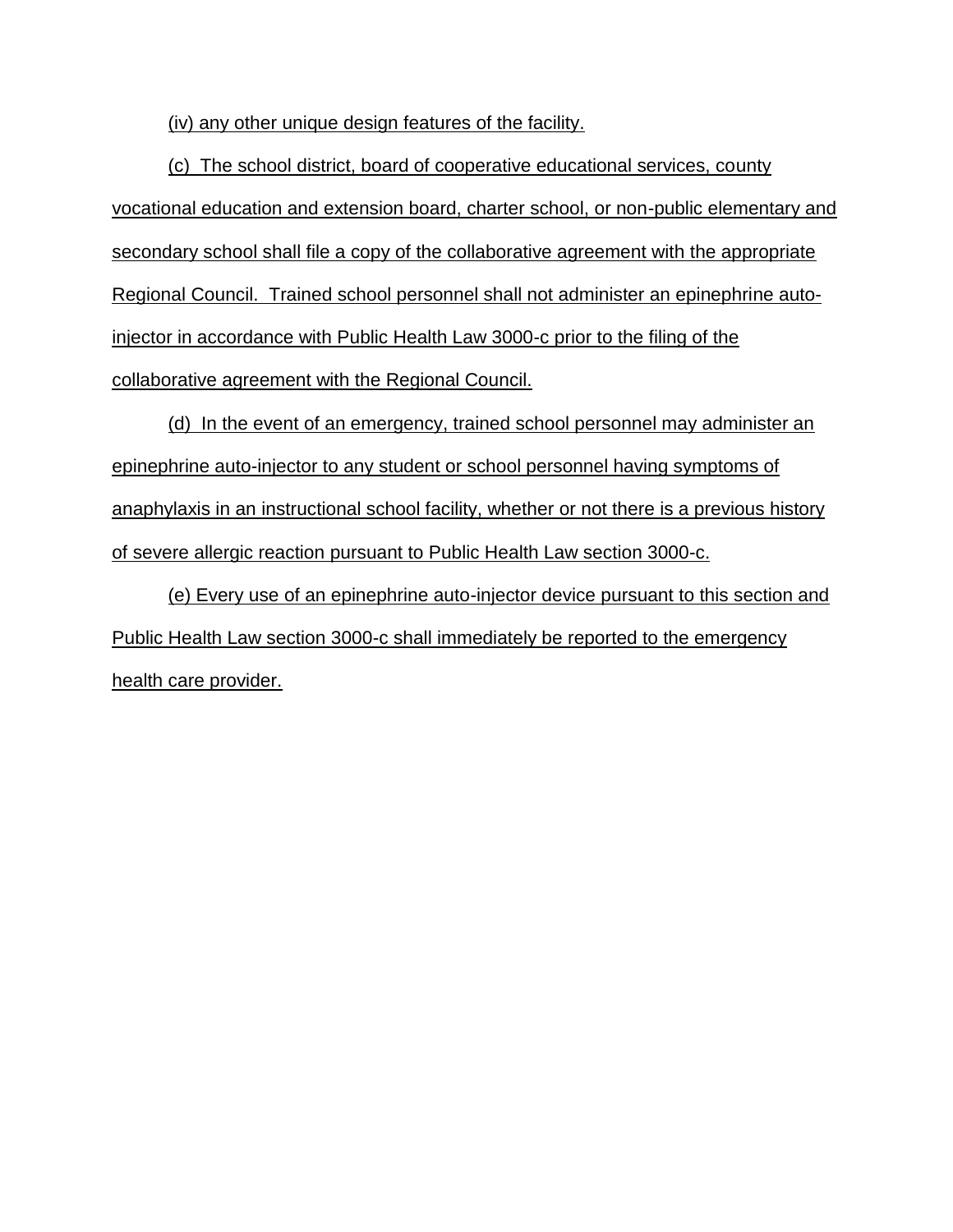(iv) any other unique design features of the facility.

(c) The school district, board of cooperative educational services, county vocational education and extension board, charter school, or non-public elementary and secondary school shall file a copy of the collaborative agreement with the appropriate Regional Council. Trained school personnel shall not administer an epinephrine auto-injector in accordance with Public Health Law 3000-c prior to the filing of the collaborative agreement with the Regional Council.

(d) In the event of an emergency, trained school personnel may administer an epinephrine auto-injector to any student or school personnel having symptoms of anaphylaxis in an instructional school facility, whether or not there is a previous history of severe allergic reaction pursuant to Public Health Law section 3000-c.

(e) Every use of an epinephrine auto-injector device pursuant to this section and Public Health Law section 3000-c shall immediately be reported to the emergency health care provider.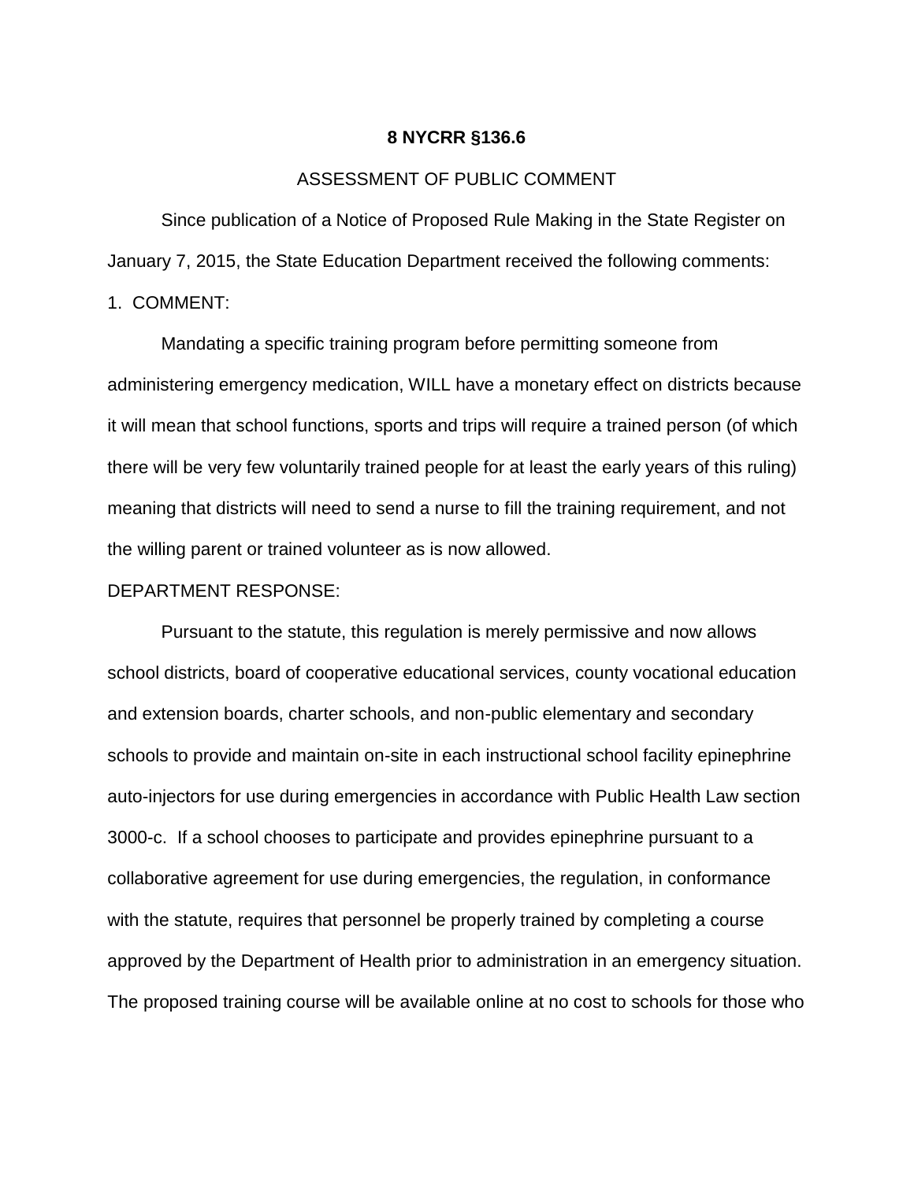**8 NYCRR §136.6**

ASSESSMENT OF PUBLIC COMMENT

Since publication of a Notice of Proposed Rule Making in the State Register on January 7, 2015, the State Education Department received the following comments:

1. COMMENT:

Mandating a specific training program before permitting someone from administering emergency medication, WILL have a monetary effect on districts because it will mean that school functions, sports and trips will require a trained person (of which there will be very few voluntarily trained people for at least the early years of this ruling) meaning that districts will need to send a nurse to fill the training requirement, and not the willing parent or trained volunteer as is now allowed.

DEPARTMENT RESPONSE:

Pursuant to the statute, this regulation is merely permissive and now allows school districts, board of cooperative educational services, county vocational education and extension boards, charter schools, and non-public elementary and secondary schools to provide and maintain on-site in each instructional school facility epinephrine auto-injectors for use during emergencies in accordance with Public Health Law section 3000-c. If a school chooses to participate and provides epinephrine pursuant to a collaborative agreement for use during emergencies, the regulation, in conformance with the statute, requires that personnel be properly trained by completing a course approved by the Department of Health prior to administration in an emergency situation. The proposed training course will be available online at no cost to schools for those who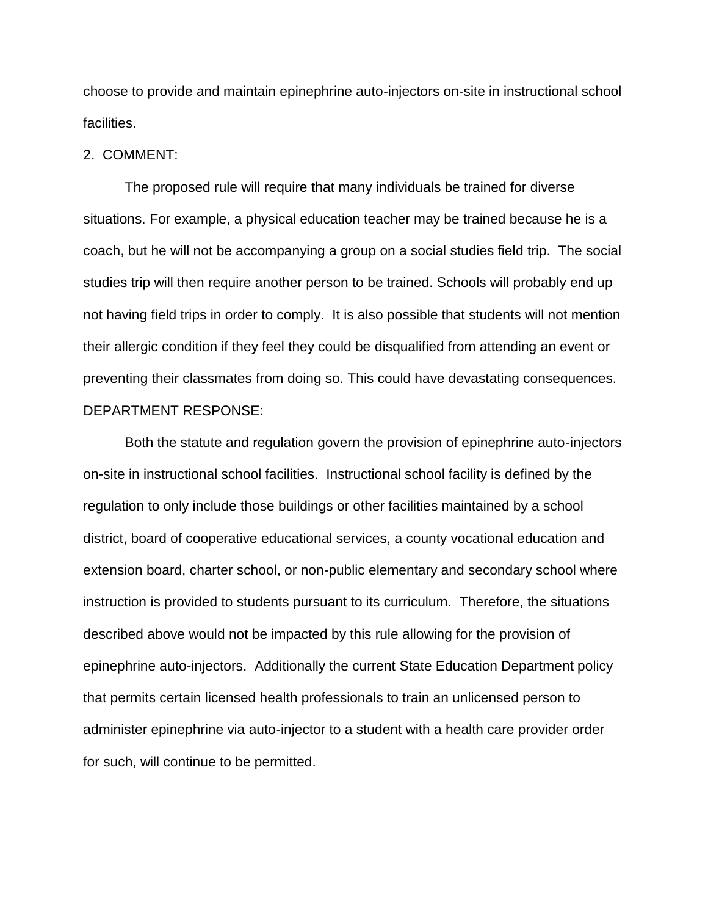choose to provide and maintain epinephrine auto-injectors on-site in instructional school facilities.

2. COMMENT:

The proposed rule will require that many individuals be trained for diverse situations. For example, a physical education teacher may be trained because he is a coach, but he will not be accompanying a group on a social studies field trip. The social studies trip will then require another person to be trained. Schools will probably end up not having field trips in order to comply. It is also possible that students will not mention their allergic condition if they feel they could be disqualified from attending an event or preventing their classmates from doing so. This could have devastating consequences.

DEPARTMENT RESPONSE:

Both the statute and regulation govern the provision of epinephrine auto-injectors on-site in instructional school facilities. Instructional school facility is defined by the regulation to only include those buildings or other facilities maintained by a school district, board of cooperative educational services, a county vocational education and extension board, charter school, or non-public elementary and secondary school where instruction is provided to students pursuant to its curriculum. Therefore, the situations described above would not be impacted by this rule allowing for the provision of epinephrine auto-injectors. Additionally the current State Education Department policy that permits certain licensed health professionals to train an unlicensed person to administer epinephrine via auto-injector to a student with a health care provider order for such, will continue to be permitted.